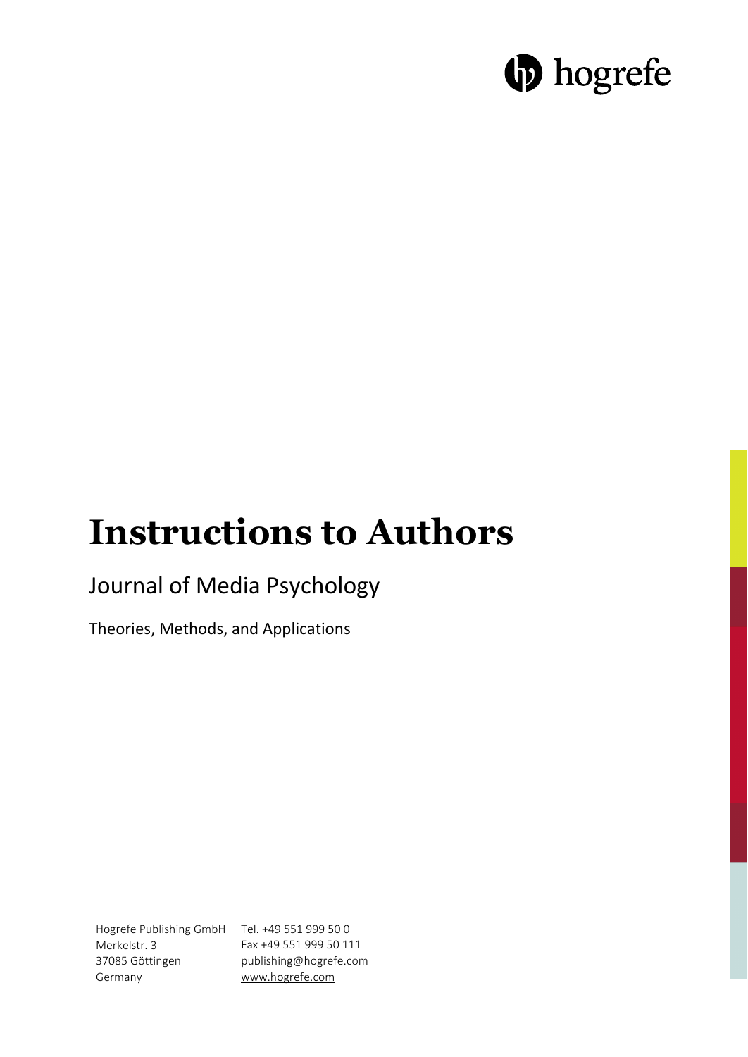hogrefe

# Instructions to Authors

## Journal of Media Psychology

Theories, Methods, and Applications

Hogrefe Publishing GmbH
Merkelstr. 3
37085 Göttingen
Germany

Tel. +49 551 999 50 0
Fax +49 551 999 50 111
publishing@hogrefe.com
www.hogrefe.com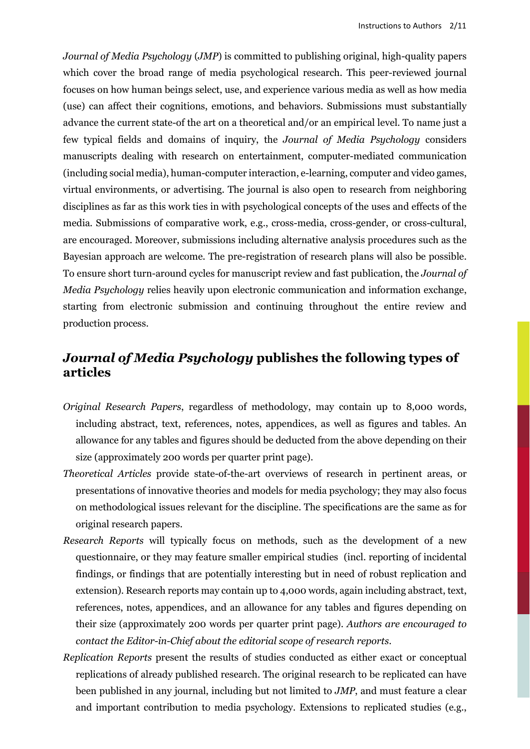*Journal of Media Psychology* (*JMP*) is committed to publishing original, high-quality papers which cover the broad range of media psychological research. This peer-reviewed journal focuses on how human beings select, use, and experience various media as well as how media (use) can affect their cognitions, emotions, and behaviors. Submissions must substantially advance the current state-of the art on a theoretical and/or an empirical level. To name just a few typical fields and domains of inquiry, the *Journal of Media Psychology* considers manuscripts dealing with research on entertainment, computer-mediated communication (including social media), human-computer interaction, e-learning, computer and video games, virtual environments, or advertising. The journal is also open to research from neighboring disciplines as far as this work ties in with psychological concepts of the uses and effects of the media. Submissions of comparative work, e.g., cross-media, cross-gender, or cross-cultural, are encouraged. Moreover, submissions including alternative analysis procedures such as the Bayesian approach are welcome. The pre-registration of research plans will also be possible. To ensure short turn-around cycles for manuscript review and fast publication, the *Journal of Media Psychology* relies heavily upon electronic communication and information exchange, starting from electronic submission and continuing throughout the entire review and production process.

## *Journal of Media Psychology* publishes the following types of articles

*Original Research Papers*, regardless of methodology, may contain up to 8,000 words, including abstract, text, references, notes, appendices, as well as figures and tables. An allowance for any tables and figures should be deducted from the above depending on their size (approximately 200 words per quarter print page).

*Theoretical Articles* provide state-of-the-art overviews of research in pertinent areas, or presentations of innovative theories and models for media psychology; they may also focus on methodological issues relevant for the discipline. The specifications are the same as for original research papers.

*Research Reports* will typically focus on methods, such as the development of a new questionnaire, or they may feature smaller empirical studies (incl. reporting of incidental findings, or findings that are potentially interesting but in need of robust replication and extension). Research reports may contain up to 4,000 words, again including abstract, text, references, notes, appendices, and an allowance for any tables and figures depending on their size (approximately 200 words per quarter print page). *Authors are encouraged to contact the Editor-in-Chief about the editorial scope of research reports.*

*Replication Reports* present the results of studies conducted as either exact or conceptual replications of already published research. The original research to be replicated can have been published in any journal, including but not limited to *JMP*, and must feature a clear and important contribution to media psychology. Extensions to replicated studies (e.g.,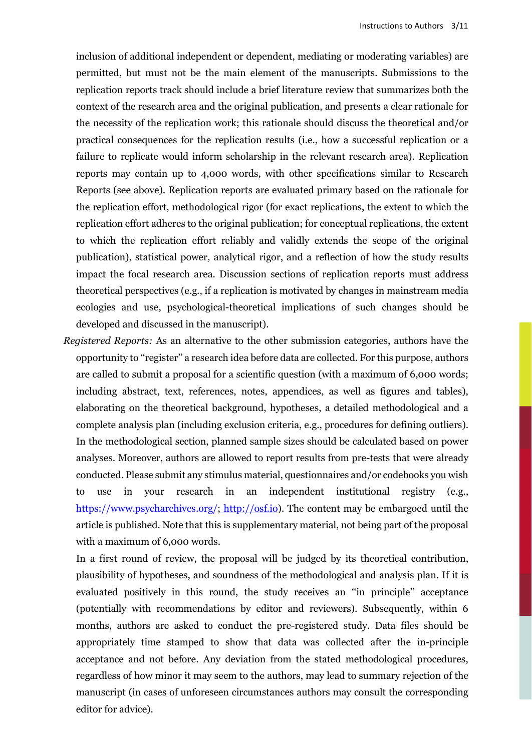inclusion of additional independent or dependent, mediating or moderating variables) are permitted, but must not be the main element of the manuscripts. Submissions to the replication reports track should include a brief literature review that summarizes both the context of the research area and the original publication, and presents a clear rationale for the necessity of the replication work; this rationale should discuss the theoretical and/or practical consequences for the replication results (i.e., how a successful replication or a failure to replicate would inform scholarship in the relevant research area). Replication reports may contain up to 4,000 words, with other specifications similar to Research Reports (see above). Replication reports are evaluated primary based on the rationale for the replication effort, methodological rigor (for exact replications, the extent to which the replication effort adheres to the original publication; for conceptual replications, the extent to which the replication effort reliably and validly extends the scope of the original publication), statistical power, analytical rigor, and a reflection of how the study results impact the focal research area. Discussion sections of replication reports must address theoretical perspectives (e.g., if a replication is motivated by changes in mainstream media ecologies and use, psychological-theoretical implications of such changes should be developed and discussed in the manuscript).

*Registered Reports:* As an alternative to the other submission categories, authors have the opportunity to "register" a research idea before data are collected. For this purpose, authors are called to submit a proposal for a scientific question (with a maximum of 6,000 words; including abstract, text, references, notes, appendices, as well as figures and tables), elaborating on the theoretical background, hypotheses, a detailed methodological and a complete analysis plan (including exclusion criteria, e.g., procedures for defining outliers). In the methodological section, planned sample sizes should be calculated based on power analyses. Moreover, authors are allowed to report results from pre-tests that were already conducted. Please submit any stimulus material, questionnaires and/or codebooks you wish to use in your research in an independent institutional registry (e.g., https://www.psycharchives.org/; http://osf.io). The content may be embargoed until the article is published. Note that this is supplementary material, not being part of the proposal with a maximum of 6,000 words.

In a first round of review, the proposal will be judged by its theoretical contribution, plausibility of hypotheses, and soundness of the methodological and analysis plan. If it is evaluated positively in this round, the study receives an "in principle" acceptance (potentially with recommendations by editor and reviewers). Subsequently, within 6 months, authors are asked to conduct the pre-registered study. Data files should be appropriately time stamped to show that data was collected after the in-principle acceptance and not before. Any deviation from the stated methodological procedures, regardless of how minor it may seem to the authors, may lead to summary rejection of the manuscript (in cases of unforeseen circumstances authors may consult the corresponding editor for advice).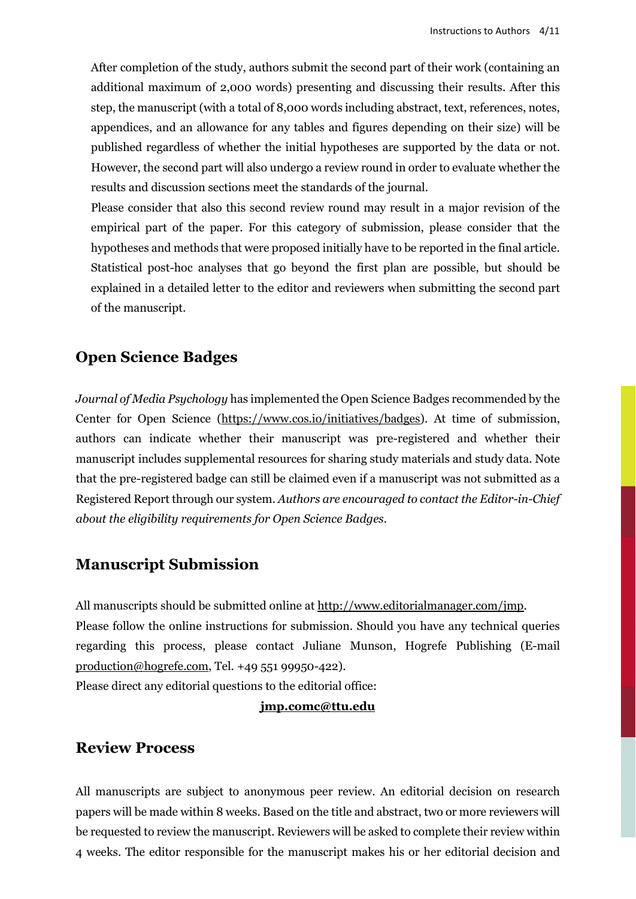After completion of the study, authors submit the second part of their work (containing an additional maximum of 2,000 words) presenting and discussing their results. After this step, the manuscript (with a total of 8,000 words including abstract, text, references, notes, appendices, and an allowance for any tables and figures depending on their size) will be published regardless of whether the initial hypotheses are supported by the data or not. However, the second part will also undergo a review round in order to evaluate whether the results and discussion sections meet the standards of the journal.

Please consider that also this second review round may result in a major revision of the empirical part of the paper. For this category of submission, please consider that the hypotheses and methods that were proposed initially have to be reported in the final article. Statistical post-hoc analyses that go beyond the first plan are possible, but should be explained in a detailed letter to the editor and reviewers when submitting the second part of the manuscript.

## Open Science Badges

*Journal of Media Psychology* has implemented the Open Science Badges recommended by the Center for Open Science (https://www.cos.io/initiatives/badges). At time of submission, authors can indicate whether their manuscript was pre-registered and whether their manuscript includes supplemental resources for sharing study materials and study data. Note that the pre-registered badge can still be claimed even if a manuscript was not submitted as a Registered Report through our system. *Authors are encouraged to contact the Editor-in-Chief about the eligibility requirements for Open Science Badges.*

## Manuscript Submission

All manuscripts should be submitted online at http://www.editorialmanager.com/jmp.

Please follow the online instructions for submission. Should you have any technical queries regarding this process, please contact Juliane Munson, Hogrefe Publishing (E-mail production@hogrefe.com, Tel. +49 551 99950-422).

Please direct any editorial questions to the editorial office:

**jmp.comc@ttu.edu**

## Review Process

All manuscripts are subject to anonymous peer review. An editorial decision on research papers will be made within 8 weeks. Based on the title and abstract, two or more reviewers will be requested to review the manuscript. Reviewers will be asked to complete their review within 4 weeks. The editor responsible for the manuscript makes his or her editorial decision and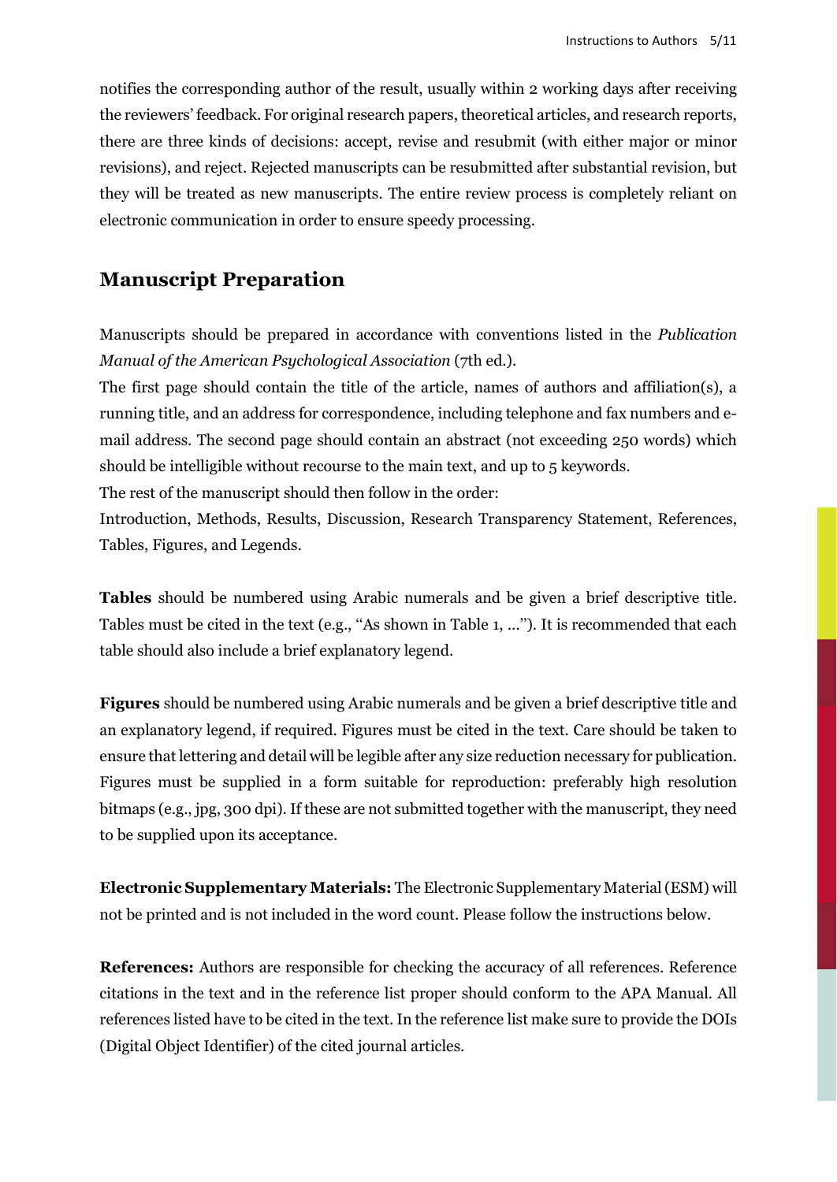notifies the corresponding author of the result, usually within 2 working days after receiving the reviewers' feedback. For original research papers, theoretical articles, and research reports, there are three kinds of decisions: accept, revise and resubmit (with either major or minor revisions), and reject. Rejected manuscripts can be resubmitted after substantial revision, but they will be treated as new manuscripts. The entire review process is completely reliant on electronic communication in order to ensure speedy processing.

## Manuscript Preparation

Manuscripts should be prepared in accordance with conventions listed in the *Publication Manual of the American Psychological Association* (7th ed.).

The first page should contain the title of the article, names of authors and affiliation(s), a running title, and an address for correspondence, including telephone and fax numbers and e-mail address. The second page should contain an abstract (not exceeding 250 words) which should be intelligible without recourse to the main text, and up to 5 keywords.

The rest of the manuscript should then follow in the order:

Introduction, Methods, Results, Discussion, Research Transparency Statement, References, Tables, Figures, and Legends.

**Tables** should be numbered using Arabic numerals and be given a brief descriptive title. Tables must be cited in the text (e.g., "As shown in Table 1, ..."). It is recommended that each table should also include a brief explanatory legend.

**Figures** should be numbered using Arabic numerals and be given a brief descriptive title and an explanatory legend, if required. Figures must be cited in the text. Care should be taken to ensure that lettering and detail will be legible after any size reduction necessary for publication. Figures must be supplied in a form suitable for reproduction: preferably high resolution bitmaps (e.g., jpg, 300 dpi). If these are not submitted together with the manuscript, they need to be supplied upon its acceptance.

**Electronic Supplementary Materials:** The Electronic Supplementary Material (ESM) will not be printed and is not included in the word count. Please follow the instructions below.

**References:** Authors are responsible for checking the accuracy of all references. Reference citations in the text and in the reference list proper should conform to the APA Manual. All references listed have to be cited in the text. In the reference list make sure to provide the DOIs (Digital Object Identifier) of the cited journal articles.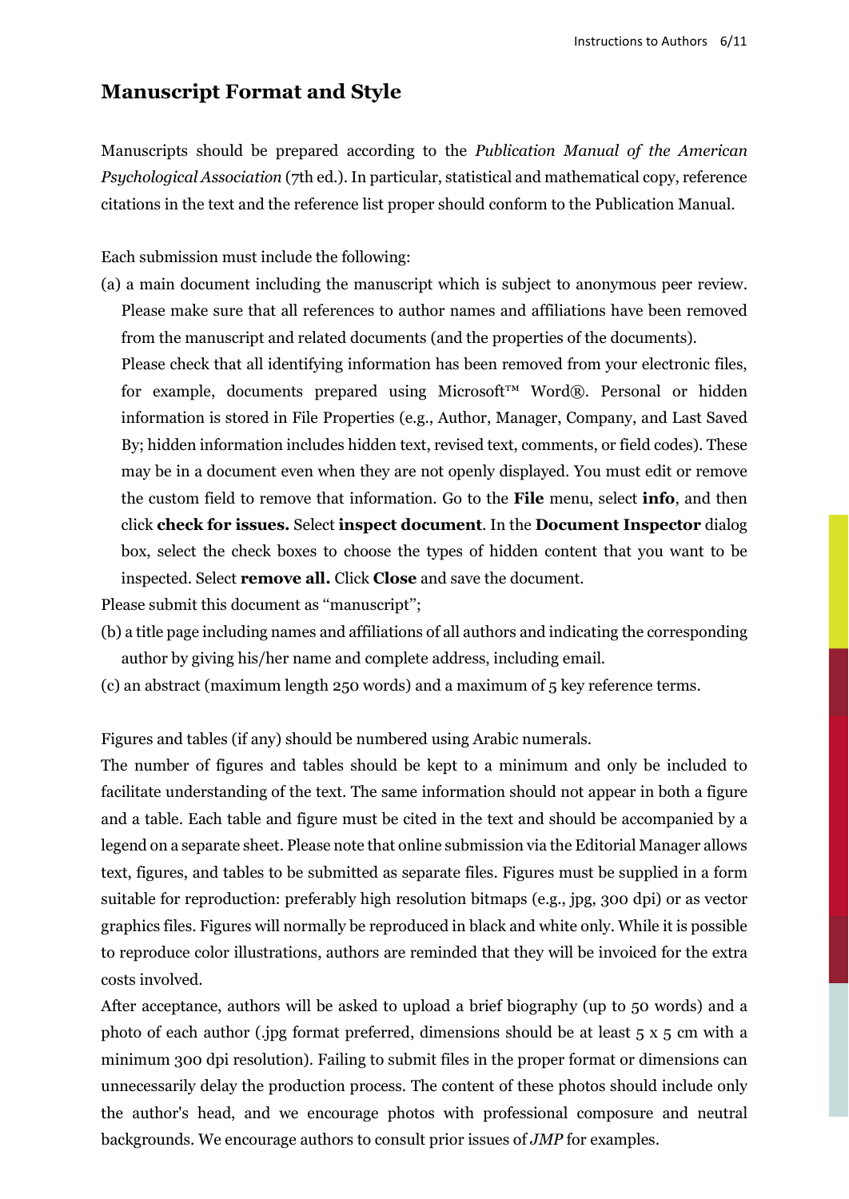## Manuscript Format and Style

Manuscripts should be prepared according to the *Publication Manual of the American Psychological Association* (7th ed.). In particular, statistical and mathematical copy, reference citations in the text and the reference list proper should conform to the Publication Manual.

Each submission must include the following:

(a) a main document including the manuscript which is subject to anonymous peer review. Please make sure that all references to author names and affiliations have been removed from the manuscript and related documents (and the properties of the documents).
Please check that all identifying information has been removed from your electronic files, for example, documents prepared using Microsoft™ Word®. Personal or hidden information is stored in File Properties (e.g., Author, Manager, Company, and Last Saved By; hidden information includes hidden text, revised text, comments, or field codes). These may be in a document even when they are not openly displayed. You must edit or remove the custom field to remove that information. Go to the **File** menu, select **info**, and then click **check for issues.** Select **inspect document**. In the **Document Inspector** dialog box, select the check boxes to choose the types of hidden content that you want to be inspected. Select **remove all.** Click **Close** and save the document.

Please submit this document as "manuscript";

(b) a title page including names and affiliations of all authors and indicating the corresponding author by giving his/her name and complete address, including email.

(c) an abstract (maximum length 250 words) and a maximum of 5 key reference terms.

Figures and tables (if any) should be numbered using Arabic numerals.
The number of figures and tables should be kept to a minimum and only be included to facilitate understanding of the text. The same information should not appear in both a figure and a table. Each table and figure must be cited in the text and should be accompanied by a legend on a separate sheet. Please note that online submission via the Editorial Manager allows text, figures, and tables to be submitted as separate files. Figures must be supplied in a form suitable for reproduction: preferably high resolution bitmaps (e.g., jpg, 300 dpi) or as vector graphics files. Figures will normally be reproduced in black and white only. While it is possible to reproduce color illustrations, authors are reminded that they will be invoiced for the extra costs involved.
After acceptance, authors will be asked to upload a brief biography (up to 50 words) and a photo of each author (.jpg format preferred, dimensions should be at least 5 x 5 cm with a minimum 300 dpi resolution). Failing to submit files in the proper format or dimensions can unnecessarily delay the production process. The content of these photos should include only the author's head, and we encourage photos with professional composure and neutral backgrounds. We encourage authors to consult prior issues of *JMP* for examples.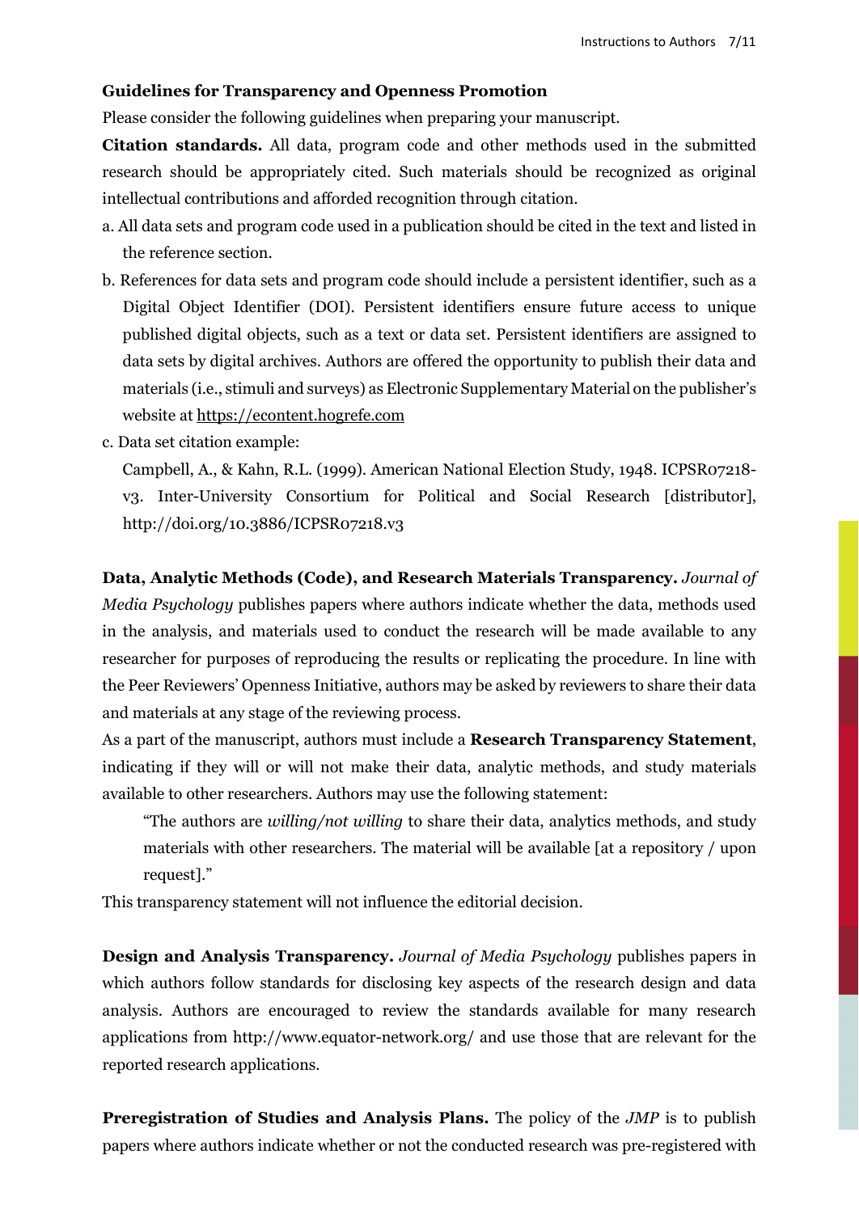**Guidelines for Transparency and Openness Promotion**

Please consider the following guidelines when preparing your manuscript.

**Citation standards.** All data, program code and other methods used in the submitted research should be appropriately cited. Such materials should be recognized as original intellectual contributions and afforded recognition through citation.

a. All data sets and program code used in a publication should be cited in the text and listed in the reference section.

b. References for data sets and program code should include a persistent identifier, such as a Digital Object Identifier (DOI). Persistent identifiers ensure future access to unique published digital objects, such as a text or data set. Persistent identifiers are assigned to data sets by digital archives. Authors are offered the opportunity to publish their data and materials (i.e., stimuli and surveys) as Electronic Supplementary Material on the publisher's website at https://econtent.hogrefe.com

c. Data set citation example:

Campbell, A., & Kahn, R.L. (1999). American National Election Study, 1948. ICPSR07218-v3. Inter-University Consortium for Political and Social Research [distributor], http://doi.org/10.3886/ICPSR07218.v3

**Data, Analytic Methods (Code), and Research Materials Transparency.** *Journal of Media Psychology* publishes papers where authors indicate whether the data, methods used in the analysis, and materials used to conduct the research will be made available to any researcher for purposes of reproducing the results or replicating the procedure. In line with the Peer Reviewers' Openness Initiative, authors may be asked by reviewers to share their data and materials at any stage of the reviewing process.

As a part of the manuscript, authors must include a **Research Transparency Statement**, indicating if they will or will not make their data, analytic methods, and study materials available to other researchers. Authors may use the following statement:

> "The authors are *willing/not willing* to share their data, analytics methods, and study materials with other researchers. The material will be available [at a repository / upon request]."

This transparency statement will not influence the editorial decision.

**Design and Analysis Transparency.** *Journal of Media Psychology* publishes papers in which authors follow standards for disclosing key aspects of the research design and data analysis. Authors are encouraged to review the standards available for many research applications from http://www.equator-network.org/ and use those that are relevant for the reported research applications.

**Preregistration of Studies and Analysis Plans.** The policy of the *JMP* is to publish papers where authors indicate whether or not the conducted research was pre-registered with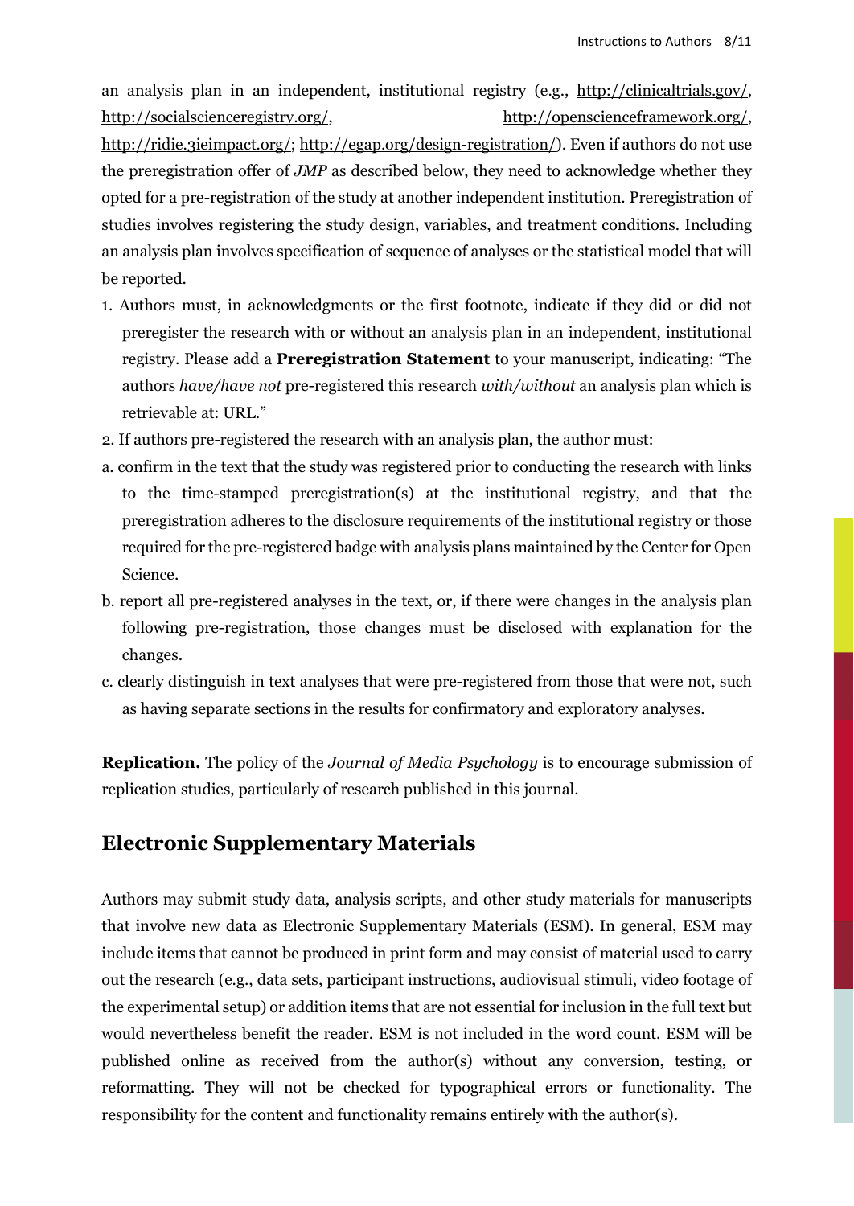an analysis plan in an independent, institutional registry (e.g., http://clinicaltrials.gov/, http://socialscienceregistry.org/, http://openscienceframework.org/, http://ridie.3ieimpact.org/; http://egap.org/design-registration/). Even if authors do not use the preregistration offer of *JMP* as described below, they need to acknowledge whether they opted for a pre-registration of the study at another independent institution. Preregistration of studies involves registering the study design, variables, and treatment conditions. Including an analysis plan involves specification of sequence of analyses or the statistical model that will be reported.

1. Authors must, in acknowledgments or the first footnote, indicate if they did or did not preregister the research with or without an analysis plan in an independent, institutional registry. Please add a **Preregistration Statement** to your manuscript, indicating: "The authors *have/have not* pre-registered this research *with/without* an analysis plan which is retrievable at: URL."
2. If authors pre-registered the research with an analysis plan, the author must:

a. confirm in the text that the study was registered prior to conducting the research with links to the time-stamped preregistration(s) at the institutional registry, and that the preregistration adheres to the disclosure requirements of the institutional registry or those required for the pre-registered badge with analysis plans maintained by the Center for Open Science.

b. report all pre-registered analyses in the text, or, if there were changes in the analysis plan following pre-registration, those changes must be disclosed with explanation for the changes.

c. clearly distinguish in text analyses that were pre-registered from those that were not, such as having separate sections in the results for confirmatory and exploratory analyses.

**Replication.** The policy of the *Journal of Media Psychology* is to encourage submission of replication studies, particularly of research published in this journal.

## Electronic Supplementary Materials

Authors may submit study data, analysis scripts, and other study materials for manuscripts that involve new data as Electronic Supplementary Materials (ESM). In general, ESM may include items that cannot be produced in print form and may consist of material used to carry out the research (e.g., data sets, participant instructions, audiovisual stimuli, video footage of the experimental setup) or addition items that are not essential for inclusion in the full text but would nevertheless benefit the reader. ESM is not included in the word count. ESM will be published online as received from the author(s) without any conversion, testing, or reformatting. They will not be checked for typographical errors or functionality. The responsibility for the content and functionality remains entirely with the author(s).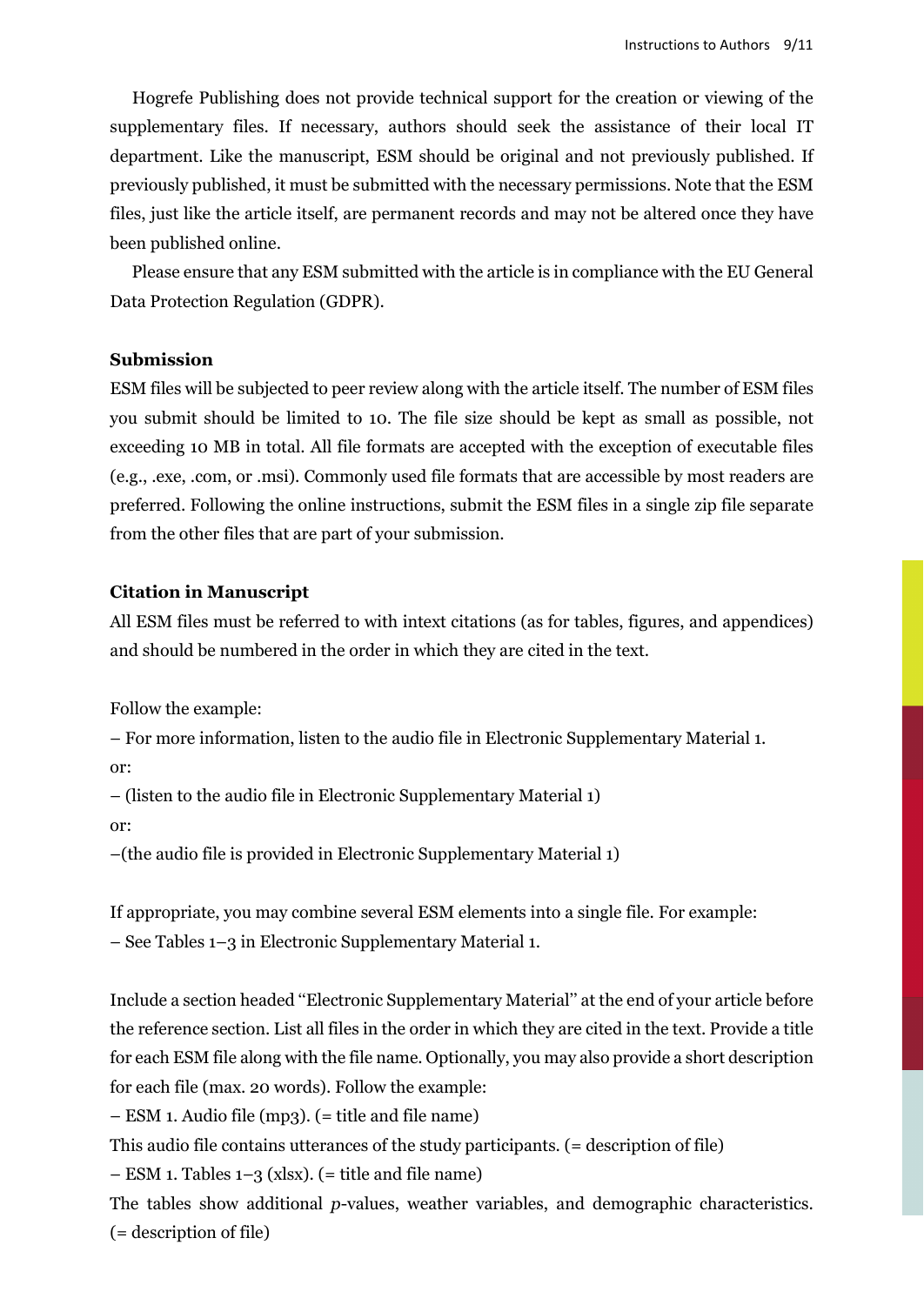Hogrefe Publishing does not provide technical support for the creation or viewing of the supplementary files. If necessary, authors should seek the assistance of their local IT department. Like the manuscript, ESM should be original and not previously published. If previously published, it must be submitted with the necessary permissions. Note that the ESM files, just like the article itself, are permanent records and may not be altered once they have been published online.

Please ensure that any ESM submitted with the article is in compliance with the EU General Data Protection Regulation (GDPR).

**Submission**

ESM files will be subjected to peer review along with the article itself. The number of ESM files you submit should be limited to 10. The file size should be kept as small as possible, not exceeding 10 MB in total. All file formats are accepted with the exception of executable files (e.g., .exe, .com, or .msi). Commonly used file formats that are accessible by most readers are preferred. Following the online instructions, submit the ESM files in a single zip file separate from the other files that are part of your submission.

**Citation in Manuscript**

All ESM files must be referred to with intext citations (as for tables, figures, and appendices) and should be numbered in the order in which they are cited in the text.

Follow the example:

– For more information, listen to the audio file in Electronic Supplementary Material 1.

or:

– (listen to the audio file in Electronic Supplementary Material 1)

or:

–(the audio file is provided in Electronic Supplementary Material 1)

If appropriate, you may combine several ESM elements into a single file. For example:

– See Tables 1–3 in Electronic Supplementary Material 1.

Include a section headed "Electronic Supplementary Material" at the end of your article before the reference section. List all files in the order in which they are cited in the text. Provide a title for each ESM file along with the file name. Optionally, you may also provide a short description for each file (max. 20 words). Follow the example:

– ESM 1. Audio file (mp3). (= title and file name)

This audio file contains utterances of the study participants. (= description of file)

– ESM 1. Tables 1–3 (xlsx). (= title and file name)

The tables show additional *p*-values, weather variables, and demographic characteristics. (= description of file)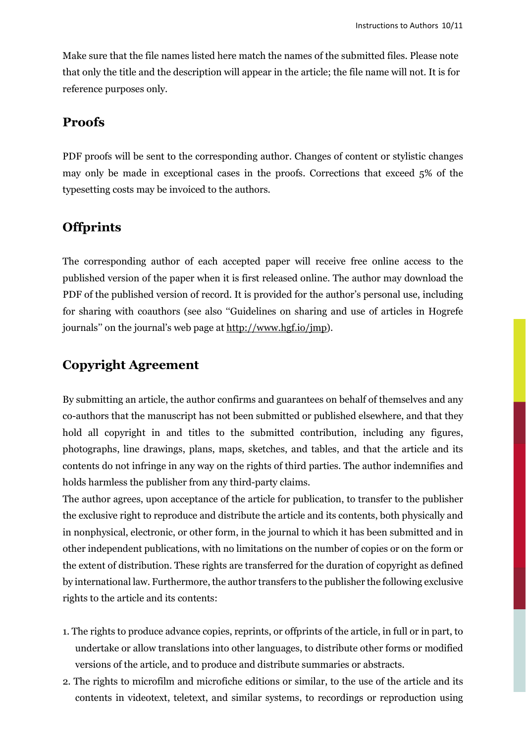Make sure that the file names listed here match the names of the submitted files. Please note that only the title and the description will appear in the article; the file name will not. It is for reference purposes only.

## Proofs

PDF proofs will be sent to the corresponding author. Changes of content or stylistic changes may only be made in exceptional cases in the proofs. Corrections that exceed 5% of the typesetting costs may be invoiced to the authors.

## Offprints

The corresponding author of each accepted paper will receive free online access to the published version of the paper when it is first released online. The author may download the PDF of the published version of record. It is provided for the author's personal use, including for sharing with coauthors (see also "Guidelines on sharing and use of articles in Hogrefe journals" on the journal's web page at http://www.hgf.io/jmp).

## Copyright Agreement

By submitting an article, the author confirms and guarantees on behalf of themselves and any co-authors that the manuscript has not been submitted or published elsewhere, and that they hold all copyright in and titles to the submitted contribution, including any figures, photographs, line drawings, plans, maps, sketches, and tables, and that the article and its contents do not infringe in any way on the rights of third parties. The author indemnifies and holds harmless the publisher from any third-party claims.

The author agrees, upon acceptance of the article for publication, to transfer to the publisher the exclusive right to reproduce and distribute the article and its contents, both physically and in nonphysical, electronic, or other form, in the journal to which it has been submitted and in other independent publications, with no limitations on the number of copies or on the form or the extent of distribution. These rights are transferred for the duration of copyright as defined by international law. Furthermore, the author transfers to the publisher the following exclusive rights to the article and its contents:

1. The rights to produce advance copies, reprints, or offprints of the article, in full or in part, to undertake or allow translations into other languages, to distribute other forms or modified versions of the article, and to produce and distribute summaries or abstracts.
2. The rights to microfilm and microfiche editions or similar, to the use of the article and its contents in videotext, teletext, and similar systems, to recordings or reproduction using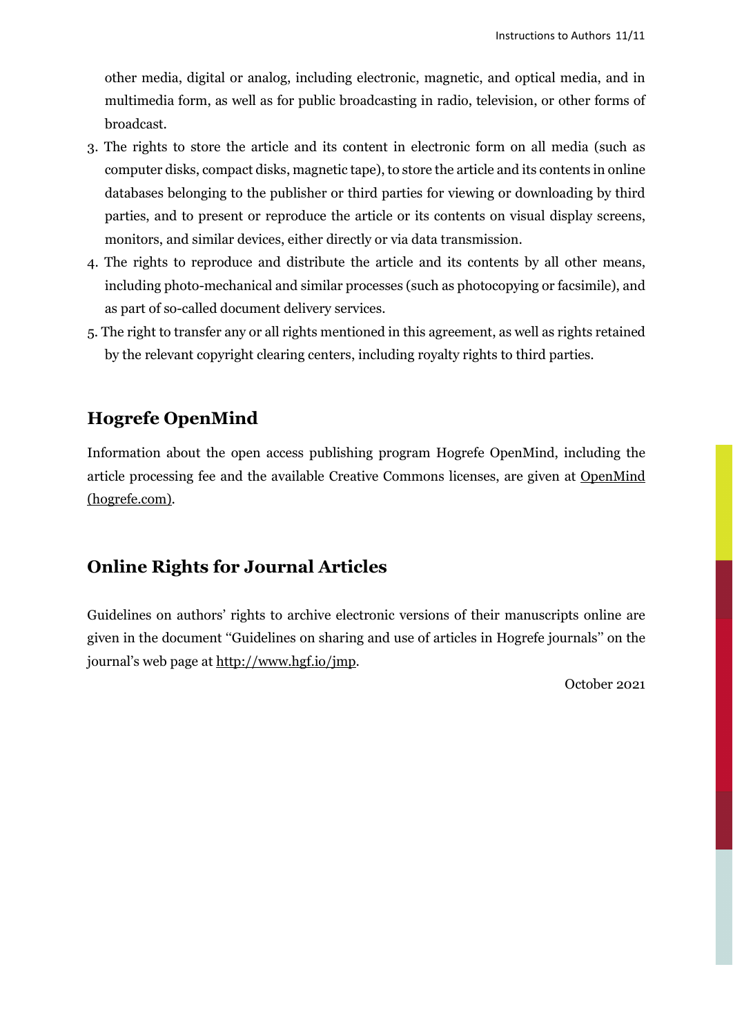other media, digital or analog, including electronic, magnetic, and optical media, and in multimedia form, as well as for public broadcasting in radio, television, or other forms of broadcast.

3. The rights to store the article and its content in electronic form on all media (such as computer disks, compact disks, magnetic tape), to store the article and its contents in online databases belonging to the publisher or third parties for viewing or downloading by third parties, and to present or reproduce the article or its contents on visual display screens, monitors, and similar devices, either directly or via data transmission.
4. The rights to reproduce and distribute the article and its contents by all other means, including photo-mechanical and similar processes (such as photocopying or facsimile), and as part of so-called document delivery services.
5. The right to transfer any or all rights mentioned in this agreement, as well as rights retained by the relevant copyright clearing centers, including royalty rights to third parties.

## Hogrefe OpenMind

Information about the open access publishing program Hogrefe OpenMind, including the article processing fee and the available Creative Commons licenses, are given at OpenMind (hogrefe.com).

## Online Rights for Journal Articles

Guidelines on authors' rights to archive electronic versions of their manuscripts online are given in the document "Guidelines on sharing and use of articles in Hogrefe journals" on the journal's web page at http://www.hgf.io/jmp.

October 2021